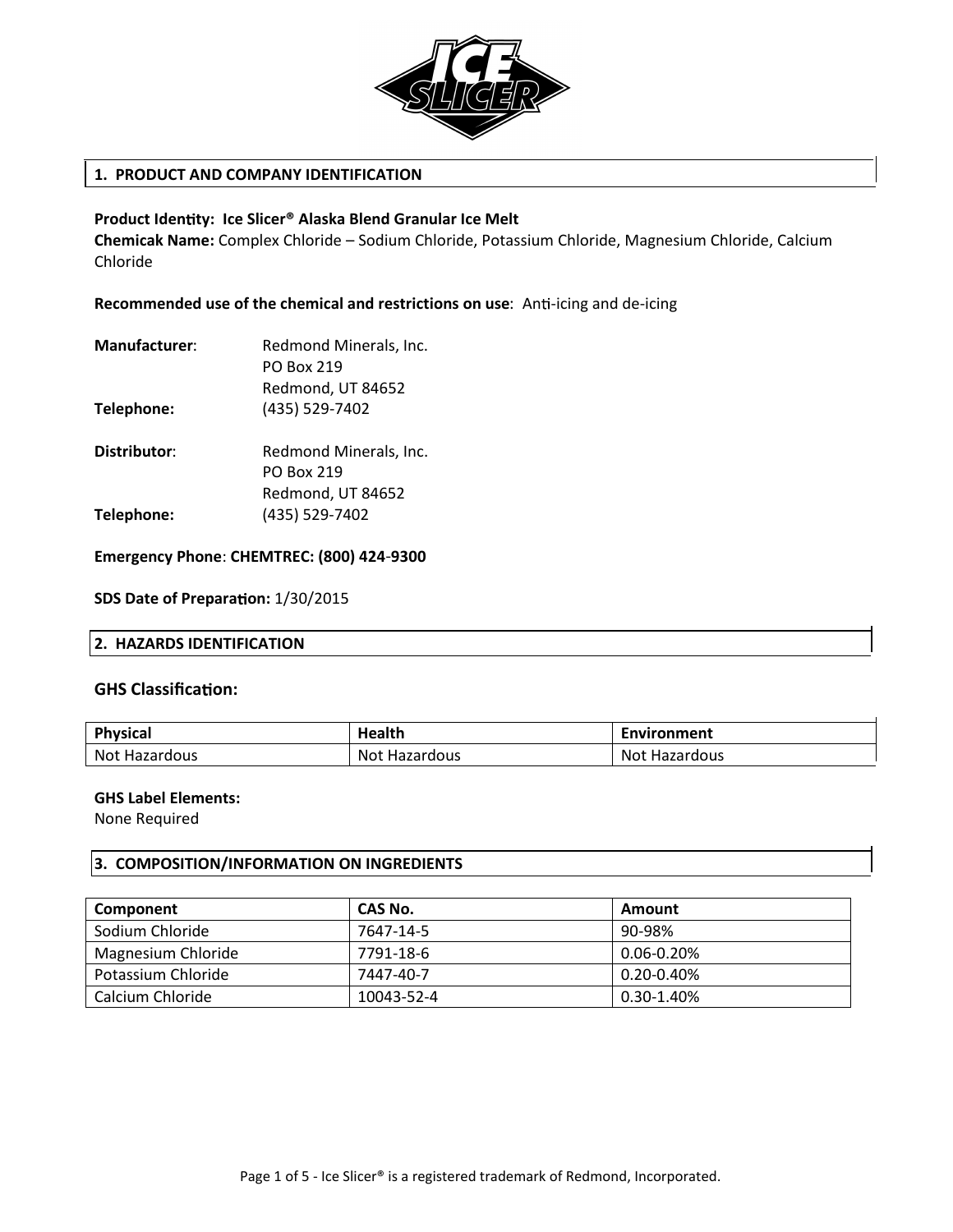## 1. PRODUCT AND COMPANY IDENTIFICATION

**Product Identity: Ice Slicer® Alaska Blend Granular Ice Melt**
**Chemicak Name:** Complex Chloride – Sodium Chloride, Potassium Chloride, Magnesium Chloride, Calcium Chloride

**Recommended use of the chemical and restrictions on use**: Anti-icing and de-icing

**Manufacturer**: Redmond Minerals, Inc.
PO Box 219
Redmond, UT 84652
**Telephone:** (435) 529-7402

**Distributor**: Redmond Minerals, Inc.
PO Box 219
Redmond, UT 84652
**Telephone:** (435) 529-7402

**Emergency Phone**: **CHEMTREC: (800) 424-9300**

**SDS Date of Preparation:** 1/30/2015

## 2. HAZARDS IDENTIFICATION

### GHS Classification:

| Physical | Health | Environment |
|---|---|---|
| Not Hazardous | Not Hazardous | Not Hazardous |

**GHS Label Elements:**
None Required

## 3. COMPOSITION/INFORMATION ON INGREDIENTS

| Component | CAS No. | Amount |
|---|---|---|
| Sodium Chloride | 7647-14-5 | 90-98% |
| Magnesium Chloride | 7791-18-6 | 0.06-0.20% |
| Potassium Chloride | 7447-40-7 | 0.20-0.40% |
| Calcium Chloride | 10043-52-4 | 0.30-1.40% |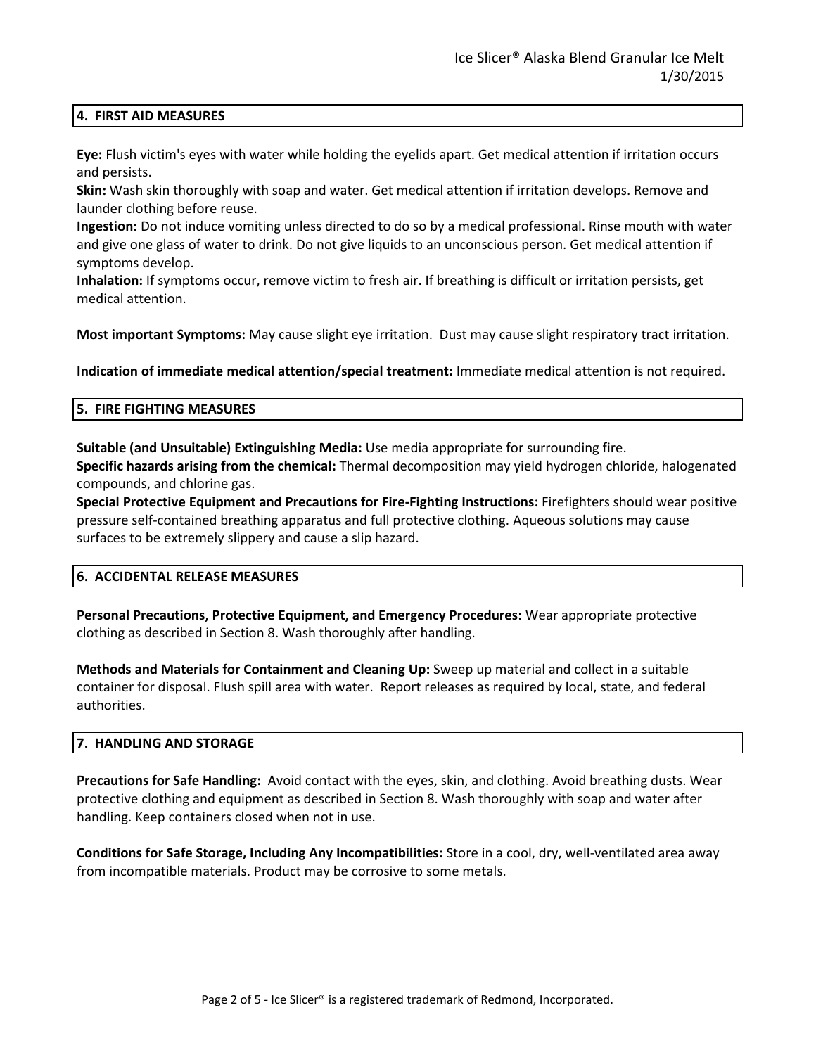## 4. FIRST AID MEASURES

**Eye:** Flush victim's eyes with water while holding the eyelids apart. Get medical attention if irritation occurs and persists.

**Skin:** Wash skin thoroughly with soap and water. Get medical attention if irritation develops. Remove and launder clothing before reuse.

**Ingestion:** Do not induce vomiting unless directed to do so by a medical professional. Rinse mouth with water and give one glass of water to drink. Do not give liquids to an unconscious person. Get medical attention if symptoms develop.

**Inhalation:** If symptoms occur, remove victim to fresh air. If breathing is difficult or irritation persists, get medical attention.

**Most important Symptoms:** May cause slight eye irritation. Dust may cause slight respiratory tract irritation.

**Indication of immediate medical attention/special treatment:** Immediate medical attention is not required.

## 5. FIRE FIGHTING MEASURES

**Suitable (and Unsuitable) Extinguishing Media:** Use media appropriate for surrounding fire.

**Specific hazards arising from the chemical:** Thermal decomposition may yield hydrogen chloride, halogenated compounds, and chlorine gas.

**Special Protective Equipment and Precautions for Fire-Fighting Instructions:** Firefighters should wear positive pressure self-contained breathing apparatus and full protective clothing. Aqueous solutions may cause surfaces to be extremely slippery and cause a slip hazard.

## 6. ACCIDENTAL RELEASE MEASURES

**Personal Precautions, Protective Equipment, and Emergency Procedures:** Wear appropriate protective clothing as described in Section 8. Wash thoroughly after handling.

**Methods and Materials for Containment and Cleaning Up:** Sweep up material and collect in a suitable container for disposal. Flush spill area with water. Report releases as required by local, state, and federal authorities.

## 7. HANDLING AND STORAGE

**Precautions for Safe Handling:** Avoid contact with the eyes, skin, and clothing. Avoid breathing dusts. Wear protective clothing and equipment as described in Section 8. Wash thoroughly with soap and water after handling. Keep containers closed when not in use.

**Conditions for Safe Storage, Including Any Incompatibilities:** Store in a cool, dry, well-ventilated area away from incompatible materials. Product may be corrosive to some metals.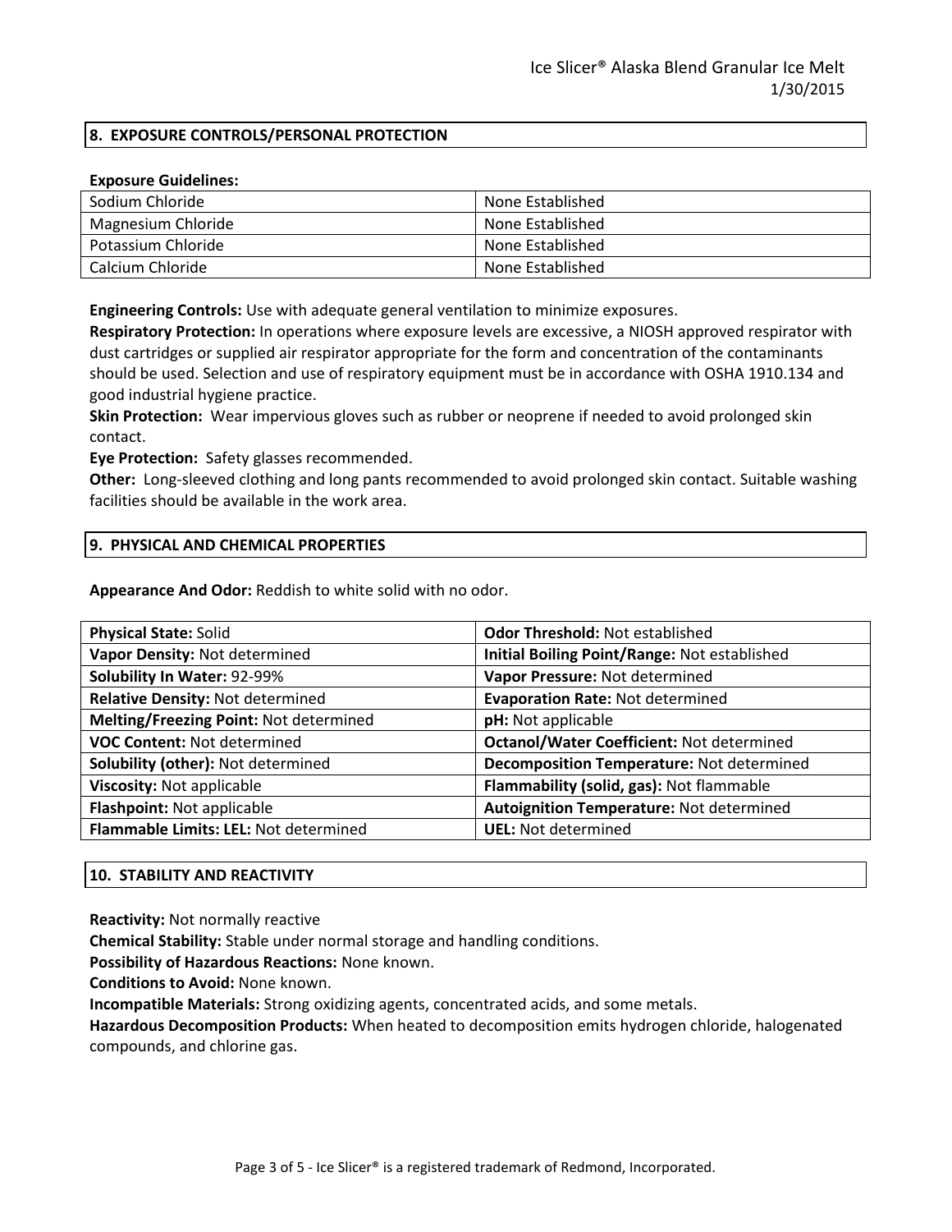## 8. EXPOSURE CONTROLS/PERSONAL PROTECTION

**Exposure Guidelines:**

| | |
|---|---|
| Sodium Chloride | None Established |
| Magnesium Chloride | None Established |
| Potassium Chloride | None Established |
| Calcium Chloride | None Established |

**Engineering Controls:** Use with adequate general ventilation to minimize exposures.

**Respiratory Protection:** In operations where exposure levels are excessive, a NIOSH approved respirator with dust cartridges or supplied air respirator appropriate for the form and concentration of the contaminants should be used. Selection and use of respiratory equipment must be in accordance with OSHA 1910.134 and good industrial hygiene practice.

**Skin Protection:** Wear impervious gloves such as rubber or neoprene if needed to avoid prolonged skin contact.

**Eye Protection:** Safety glasses recommended.

**Other:** Long-sleeved clothing and long pants recommended to avoid prolonged skin contact. Suitable washing facilities should be available in the work area.

## 9. PHYSICAL AND CHEMICAL PROPERTIES

**Appearance And Odor:** Reddish to white solid with no odor.

| | |
|---|---|
| **Physical State:** Solid | **Odor Threshold:** Not established |
| **Vapor Density:** Not determined | **Initial Boiling Point/Range:** Not established |
| **Solubility In Water:** 92-99% | **Vapor Pressure:** Not determined |
| **Relative Density:** Not determined | **Evaporation Rate:** Not determined |
| **Melting/Freezing Point:** Not determined | **pH:** Not applicable |
| **VOC Content:** Not determined | **Octanol/Water Coefficient:** Not determined |
| **Solubility (other):** Not determined | **Decomposition Temperature:** Not determined |
| **Viscosity:** Not applicable | **Flammability (solid, gas):** Not flammable |
| **Flashpoint:** Not applicable | **Autoignition Temperature:** Not determined |
| **Flammable Limits: LEL:** Not determined | **UEL:** Not determined |

## 10. STABILITY AND REACTIVITY

**Reactivity:** Not normally reactive

**Chemical Stability:** Stable under normal storage and handling conditions.

**Possibility of Hazardous Reactions:** None known.

**Conditions to Avoid:** None known.

**Incompatible Materials:** Strong oxidizing agents, concentrated acids, and some metals.

**Hazardous Decomposition Products:** When heated to decomposition emits hydrogen chloride, halogenated compounds, and chlorine gas.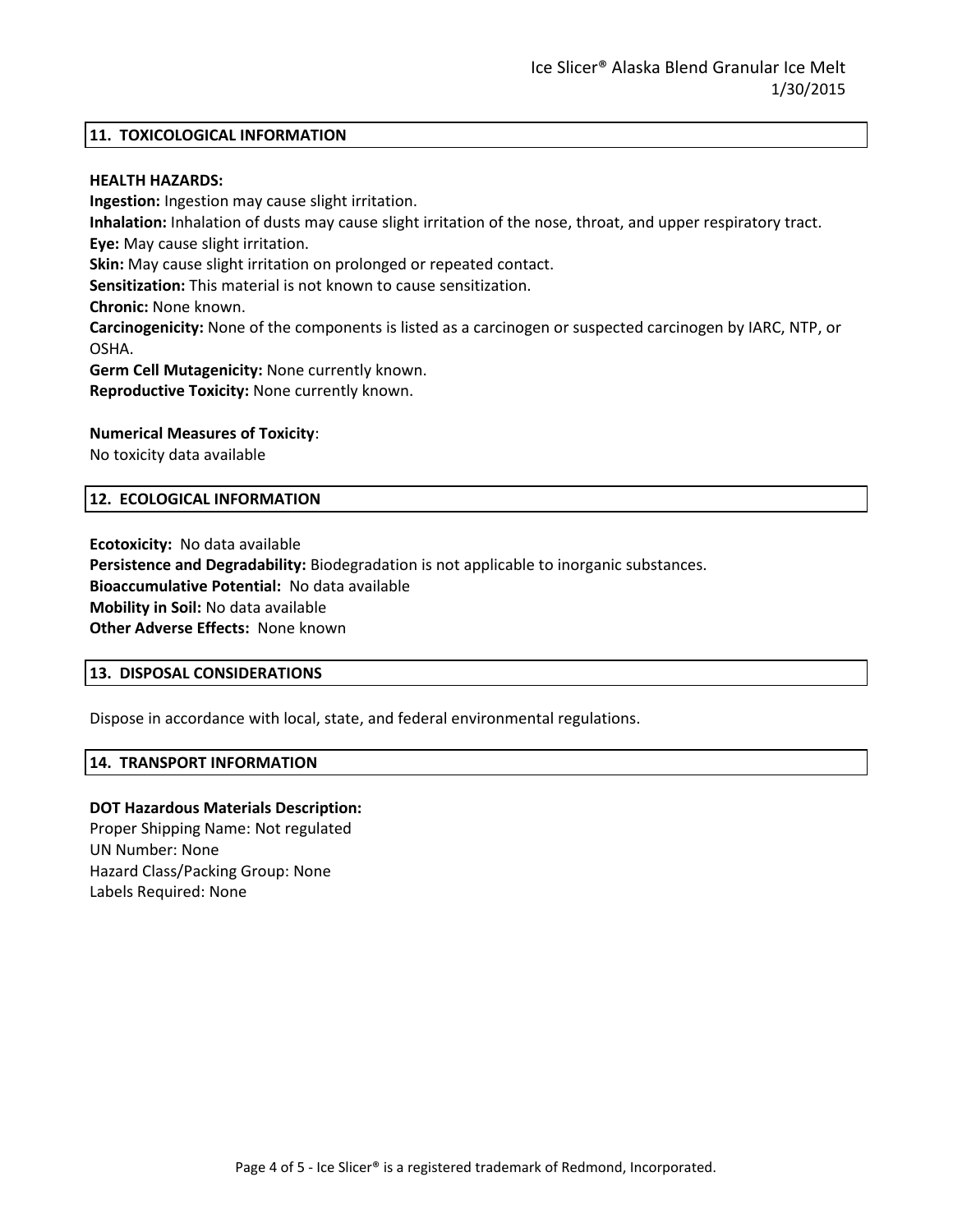## 11. TOXICOLOGICAL INFORMATION

**HEALTH HAZARDS:**

**Ingestion:** Ingestion may cause slight irritation.
**Inhalation:** Inhalation of dusts may cause slight irritation of the nose, throat, and upper respiratory tract.
**Eye:** May cause slight irritation.
**Skin:** May cause slight irritation on prolonged or repeated contact.
**Sensitization:** This material is not known to cause sensitization.
**Chronic:** None known.
**Carcinogenicity:** None of the components is listed as a carcinogen or suspected carcinogen by IARC, NTP, or OSHA.
**Germ Cell Mutagenicity:** None currently known.
**Reproductive Toxicity:** None currently known.

**Numerical Measures of Toxicity**:
No toxicity data available

## 12. ECOLOGICAL INFORMATION

**Ecotoxicity:** No data available
**Persistence and Degradability:** Biodegradation is not applicable to inorganic substances.
**Bioaccumulative Potential:** No data available
**Mobility in Soil:** No data available
**Other Adverse Effects:** None known

## 13. DISPOSAL CONSIDERATIONS

Dispose in accordance with local, state, and federal environmental regulations.

## 14. TRANSPORT INFORMATION

**DOT Hazardous Materials Description:**
Proper Shipping Name: Not regulated
UN Number: None
Hazard Class/Packing Group: None
Labels Required: None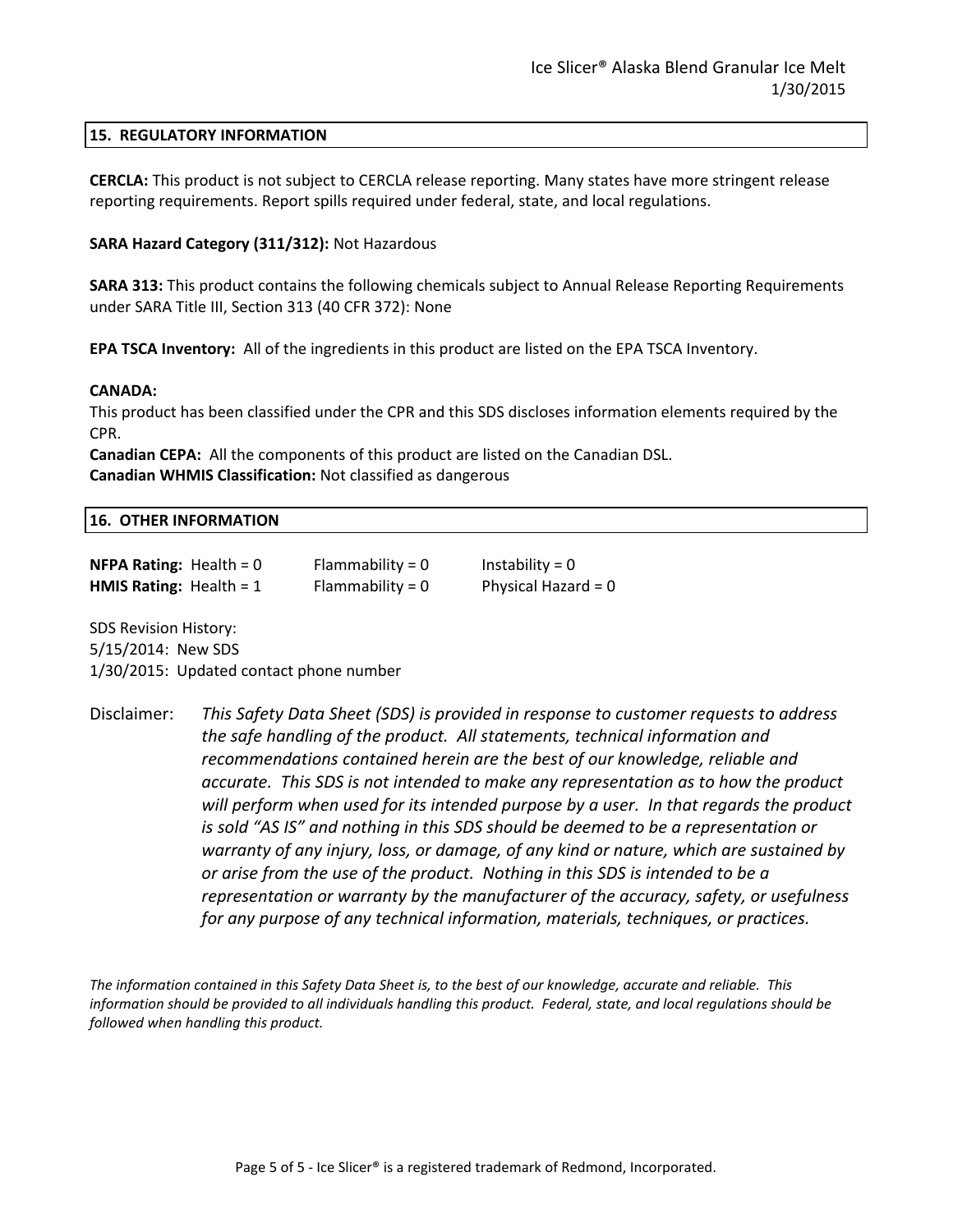## 15. REGULATORY INFORMATION

**CERCLA:** This product is not subject to CERCLA release reporting. Many states have more stringent release reporting requirements. Report spills required under federal, state, and local regulations.

**SARA Hazard Category (311/312):** Not Hazardous

**SARA 313:** This product contains the following chemicals subject to Annual Release Reporting Requirements under SARA Title III, Section 313 (40 CFR 372): None

**EPA TSCA Inventory:** All of the ingredients in this product are listed on the EPA TSCA Inventory.

**CANADA:**
This product has been classified under the CPR and this SDS discloses information elements required by the CPR.
**Canadian CEPA:** All the components of this product are listed on the Canadian DSL.
**Canadian WHMIS Classification:** Not classified as dangerous

## 16. OTHER INFORMATION

| | | |
|---|---|---|
| **NFPA Rating:** Health = 0 | Flammability = 0 | Instability = 0 |
| **HMIS Rating:** Health = 1 | Flammability = 0 | Physical Hazard = 0 |

SDS Revision History:
5/15/2014: New SDS
1/30/2015: Updated contact phone number

Disclaimer: *This Safety Data Sheet (SDS) is provided in response to customer requests to address the safe handling of the product. All statements, technical information and recommendations contained herein are the best of our knowledge, reliable and accurate. This SDS is not intended to make any representation as to how the product will perform when used for its intended purpose by a user. In that regards the product is sold "AS IS" and nothing in this SDS should be deemed to be a representation or warranty of any injury, loss, or damage, of any kind or nature, which are sustained by or arise from the use of the product. Nothing in this SDS is intended to be a representation or warranty by the manufacturer of the accuracy, safety, or usefulness for any purpose of any technical information, materials, techniques, or practices.*

*The information contained in this Safety Data Sheet is, to the best of our knowledge, accurate and reliable. This information should be provided to all individuals handling this product. Federal, state, and local regulations should be followed when handling this product.*